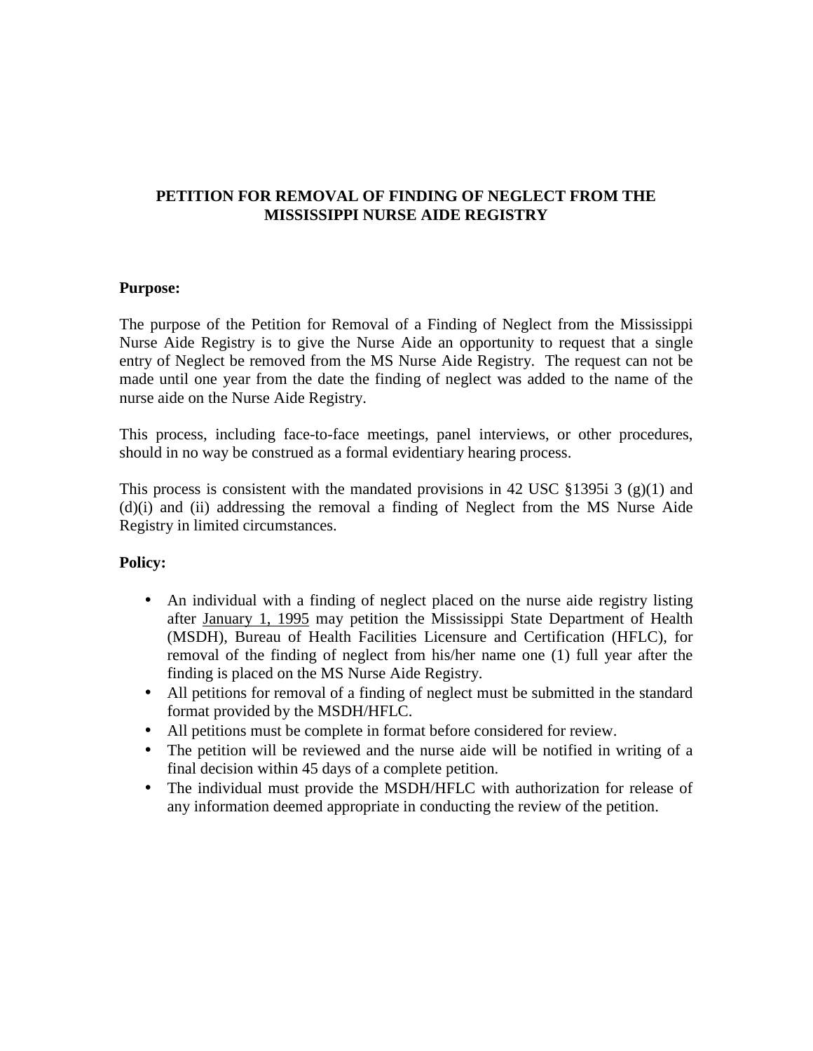# PETITION FOR REMOVAL OF FINDING OF NEGLECT FROM THE MISSISSIPPI NURSE AIDE REGISTRY

**Purpose:**

The purpose of the Petition for Removal of a Finding of Neglect from the Mississippi Nurse Aide Registry is to give the Nurse Aide an opportunity to request that a single entry of Neglect be removed from the MS Nurse Aide Registry. The request can not be made until one year from the date the finding of neglect was added to the name of the nurse aide on the Nurse Aide Registry.

This process, including face-to-face meetings, panel interviews, or other procedures, should in no way be construed as a formal evidentiary hearing process.

This process is consistent with the mandated provisions in 42 USC §1395i 3 (g)(1) and (d)(i) and (ii) addressing the removal a finding of Neglect from the MS Nurse Aide Registry in limited circumstances.

**Policy:**

- An individual with a finding of neglect placed on the nurse aide registry listing after January 1, 1995 may petition the Mississippi State Department of Health (MSDH), Bureau of Health Facilities Licensure and Certification (HFLC), for removal of the finding of neglect from his/her name one (1) full year after the finding is placed on the MS Nurse Aide Registry.
- All petitions for removal of a finding of neglect must be submitted in the standard format provided by the MSDH/HFLC.
- All petitions must be complete in format before considered for review.
- The petition will be reviewed and the nurse aide will be notified in writing of a final decision within 45 days of a complete petition.
- The individual must provide the MSDH/HFLC with authorization for release of any information deemed appropriate in conducting the review of the petition.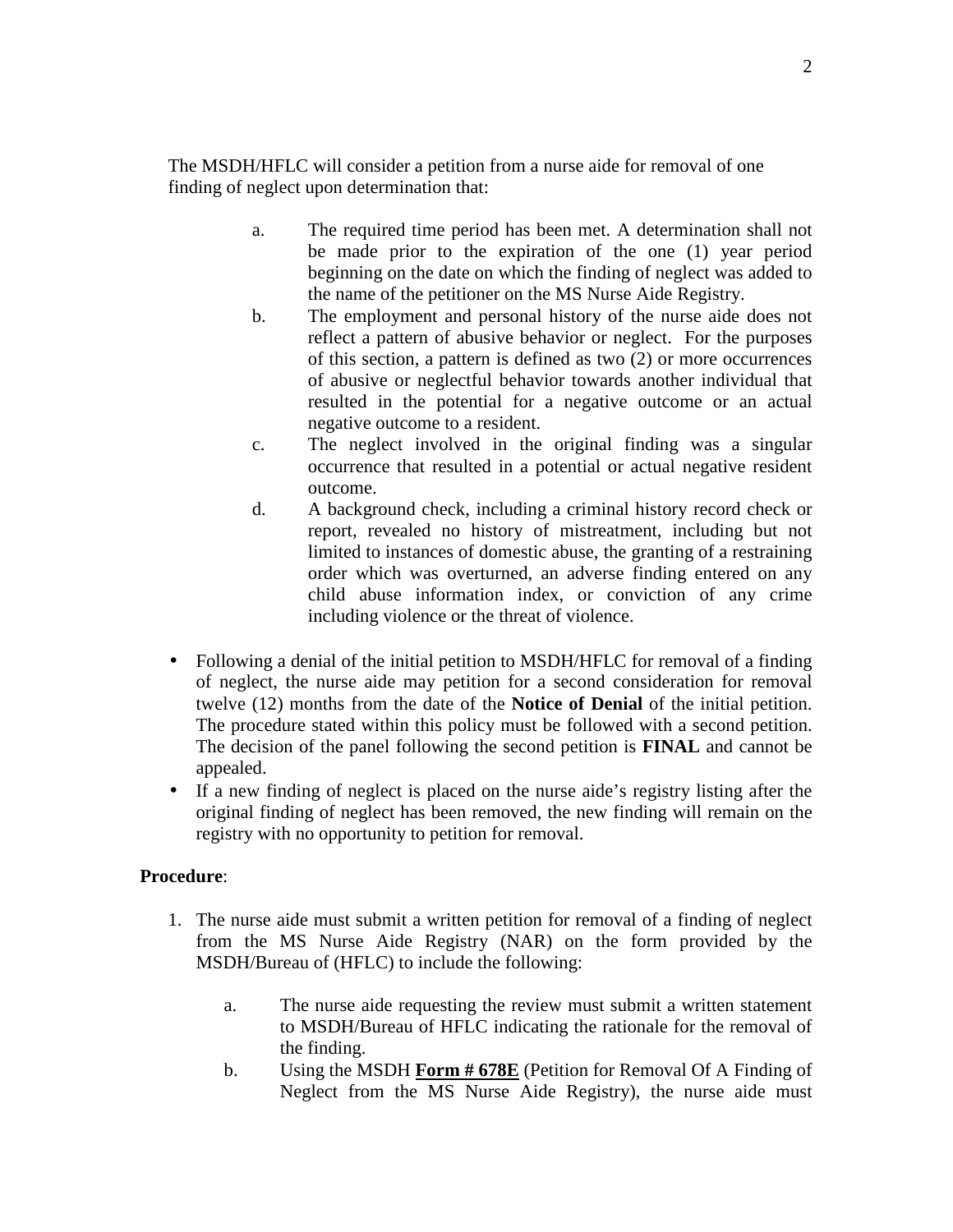The MSDH/HFLC will consider a petition from a nurse aide for removal of one finding of neglect upon determination that:

a. The required time period has been met. A determination shall not be made prior to the expiration of the one (1) year period beginning on the date on which the finding of neglect was added to the name of the petitioner on the MS Nurse Aide Registry.
b. The employment and personal history of the nurse aide does not reflect a pattern of abusive behavior or neglect. For the purposes of this section, a pattern is defined as two (2) or more occurrences of abusive or neglectful behavior towards another individual that resulted in the potential for a negative outcome or an actual negative outcome to a resident.
c. The neglect involved in the original finding was a singular occurrence that resulted in a potential or actual negative resident outcome.
d. A background check, including a criminal history record check or report, revealed no history of mistreatment, including but not limited to instances of domestic abuse, the granting of a restraining order which was overturned, an adverse finding entered on any child abuse information index, or conviction of any crime including violence or the threat of violence.

- Following a denial of the initial petition to MSDH/HFLC for removal of a finding of neglect, the nurse aide may petition for a second consideration for removal twelve (12) months from the date of the **Notice of Denial** of the initial petition. The procedure stated within this policy must be followed with a second petition. The decision of the panel following the second petition is **FINAL** and cannot be appealed.
- If a new finding of neglect is placed on the nurse aide's registry listing after the original finding of neglect has been removed, the new finding will remain on the registry with no opportunity to petition for removal.

**Procedure**:

1. The nurse aide must submit a written petition for removal of a finding of neglect from the MS Nurse Aide Registry (NAR) on the form provided by the MSDH/Bureau of (HFLC) to include the following:

    a. The nurse aide requesting the review must submit a written statement to MSDH/Bureau of HFLC indicating the rationale for the removal of the finding.
    b. Using the MSDH **<u>Form # 678E</u>** (Petition for Removal Of A Finding of Neglect from the MS Nurse Aide Registry), the nurse aide must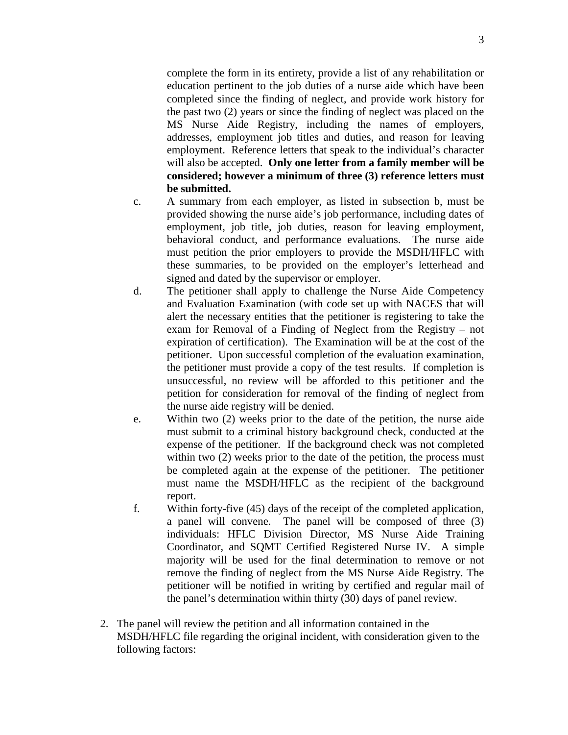complete the form in its entirety, provide a list of any rehabilitation or education pertinent to the job duties of a nurse aide which have been completed since the finding of neglect, and provide work history for the past two (2) years or since the finding of neglect was placed on the MS Nurse Aide Registry, including the names of employers, addresses, employment job titles and duties, and reason for leaving employment. Reference letters that speak to the individual's character will also be accepted. **Only one letter from a family member will be considered; however a minimum of three (3) reference letters must be submitted.**

c. A summary from each employer, as listed in subsection b, must be provided showing the nurse aide's job performance, including dates of employment, job title, job duties, reason for leaving employment, behavioral conduct, and performance evaluations. The nurse aide must petition the prior employers to provide the MSDH/HFLC with these summaries, to be provided on the employer's letterhead and signed and dated by the supervisor or employer.

d. The petitioner shall apply to challenge the Nurse Aide Competency and Evaluation Examination (with code set up with NACES that will alert the necessary entities that the petitioner is registering to take the exam for Removal of a Finding of Neglect from the Registry – not expiration of certification). The Examination will be at the cost of the petitioner. Upon successful completion of the evaluation examination, the petitioner must provide a copy of the test results. If completion is unsuccessful, no review will be afforded to this petitioner and the petition for consideration for removal of the finding of neglect from the nurse aide registry will be denied.

e. Within two (2) weeks prior to the date of the petition, the nurse aide must submit to a criminal history background check, conducted at the expense of the petitioner. If the background check was not completed within two (2) weeks prior to the date of the petition, the process must be completed again at the expense of the petitioner. The petitioner must name the MSDH/HFLC as the recipient of the background report.

f. Within forty-five (45) days of the receipt of the completed application, a panel will convene. The panel will be composed of three (3) individuals: HFLC Division Director, MS Nurse Aide Training Coordinator, and SQMT Certified Registered Nurse IV. A simple majority will be used for the final determination to remove or not remove the finding of neglect from the MS Nurse Aide Registry. The petitioner will be notified in writing by certified and regular mail of the panel's determination within thirty (30) days of panel review.

2. The panel will review the petition and all information contained in the MSDH/HFLC file regarding the original incident, with consideration given to the following factors: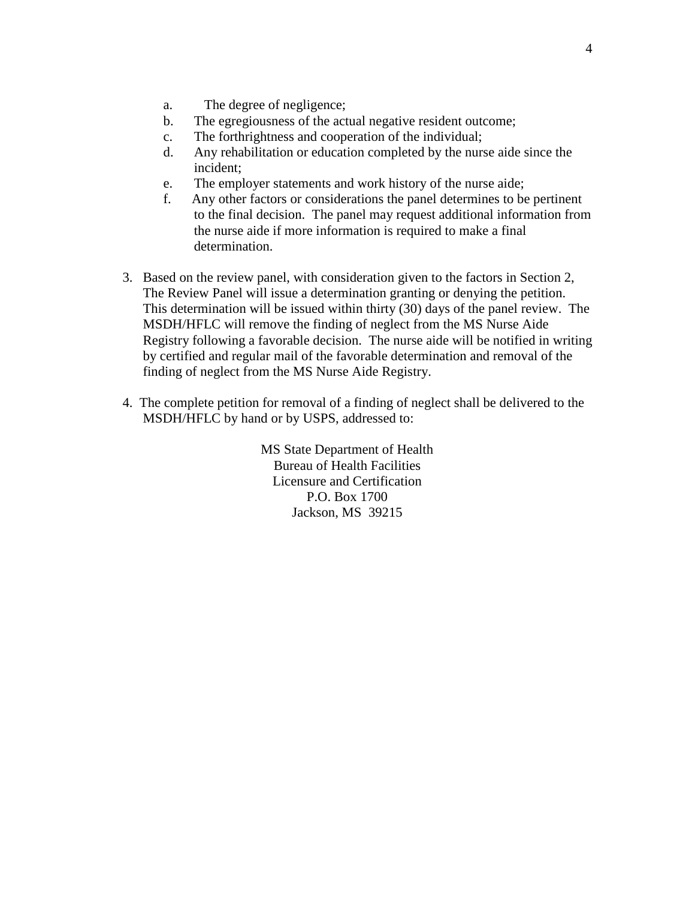a. The degree of negligence;
b. The egregiousness of the actual negative resident outcome;
c. The forthrightness and cooperation of the individual;
d. Any rehabilitation or education completed by the nurse aide since the incident;
e. The employer statements and work history of the nurse aide;
f. Any other factors or considerations the panel determines to be pertinent to the final decision. The panel may request additional information from the nurse aide if more information is required to make a final determination.

3. Based on the review panel, with consideration given to the factors in Section 2, The Review Panel will issue a determination granting or denying the petition. This determination will be issued within thirty (30) days of the panel review. The MSDH/HFLC will remove the finding of neglect from the MS Nurse Aide Registry following a favorable decision. The nurse aide will be notified in writing by certified and regular mail of the favorable determination and removal of the finding of neglect from the MS Nurse Aide Registry.

4. The complete petition for removal of a finding of neglect shall be delivered to the MSDH/HFLC by hand or by USPS, addressed to:

MS State Department of Health
Bureau of Health Facilities
Licensure and Certification
P.O. Box 1700
Jackson, MS 39215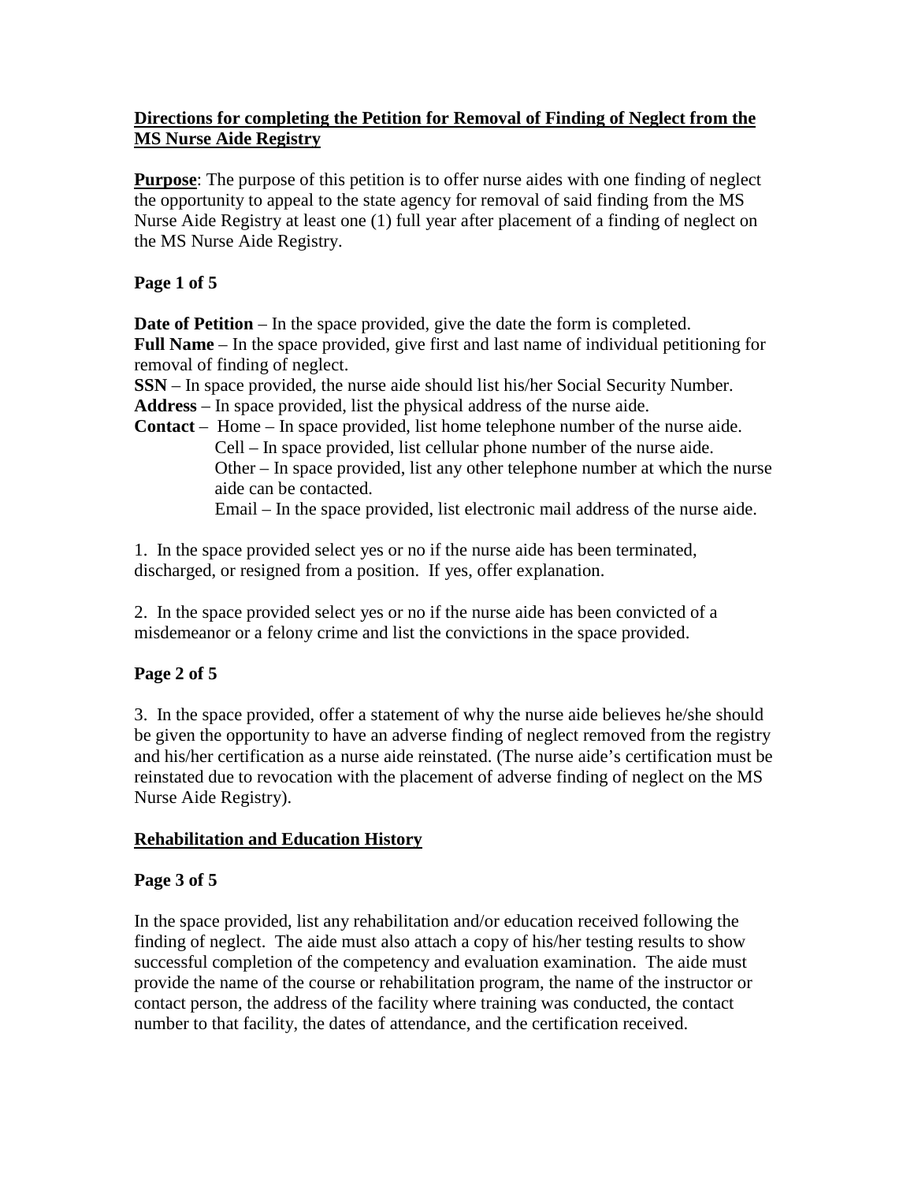## Directions for completing the Petition for Removal of Finding of Neglect from the MS Nurse Aide Registry

**Purpose**: The purpose of this petition is to offer nurse aides with one finding of neglect the opportunity to appeal to the state agency for removal of said finding from the MS Nurse Aide Registry at least one (1) full year after placement of a finding of neglect on the MS Nurse Aide Registry.

### Page 1 of 5

**Date of Petition** – In the space provided, give the date the form is completed.
**Full Name** – In the space provided, give first and last name of individual petitioning for removal of finding of neglect.
**SSN** – In space provided, the nurse aide should list his/her Social Security Number.
**Address** – In space provided, list the physical address of the nurse aide.
**Contact** – Home – In space provided, list home telephone number of the nurse aide.
Cell – In space provided, list cellular phone number of the nurse aide.
Other – In space provided, list any other telephone number at which the nurse aide can be contacted.
Email – In the space provided, list electronic mail address of the nurse aide.

1. In the space provided select yes or no if the nurse aide has been terminated, discharged, or resigned from a position. If yes, offer explanation.

2. In the space provided select yes or no if the nurse aide has been convicted of a misdemeanor or a felony crime and list the convictions in the space provided.

### Page 2 of 5

3. In the space provided, offer a statement of why the nurse aide believes he/she should be given the opportunity to have an adverse finding of neglect removed from the registry and his/her certification as a nurse aide reinstated. (The nurse aide's certification must be reinstated due to revocation with the placement of adverse finding of neglect on the MS Nurse Aide Registry).

## Rehabilitation and Education History

### Page 3 of 5

In the space provided, list any rehabilitation and/or education received following the finding of neglect. The aide must also attach a copy of his/her testing results to show successful completion of the competency and evaluation examination. The aide must provide the name of the course or rehabilitation program, the name of the instructor or contact person, the address of the facility where training was conducted, the contact number to that facility, the dates of attendance, and the certification received.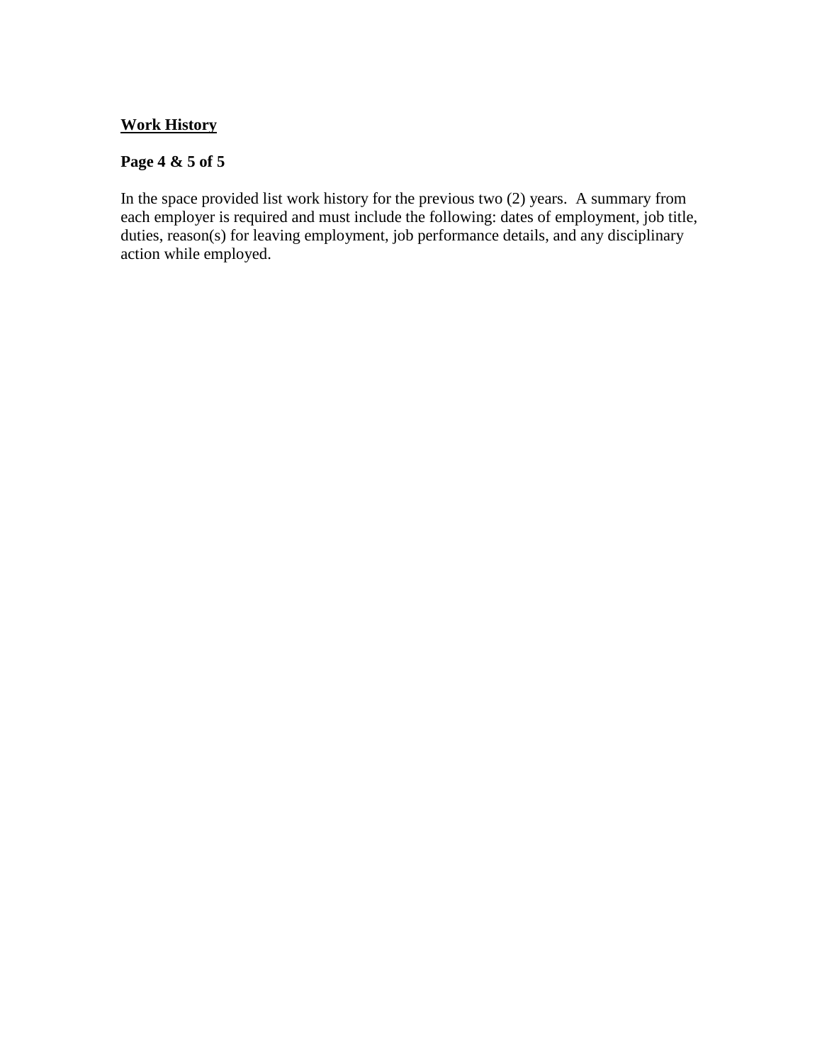**Work History**

**Page 4 & 5 of 5**

In the space provided list work history for the previous two (2) years. A summary from each employer is required and must include the following: dates of employment, job title, duties, reason(s) for leaving employment, job performance details, and any disciplinary action while employed.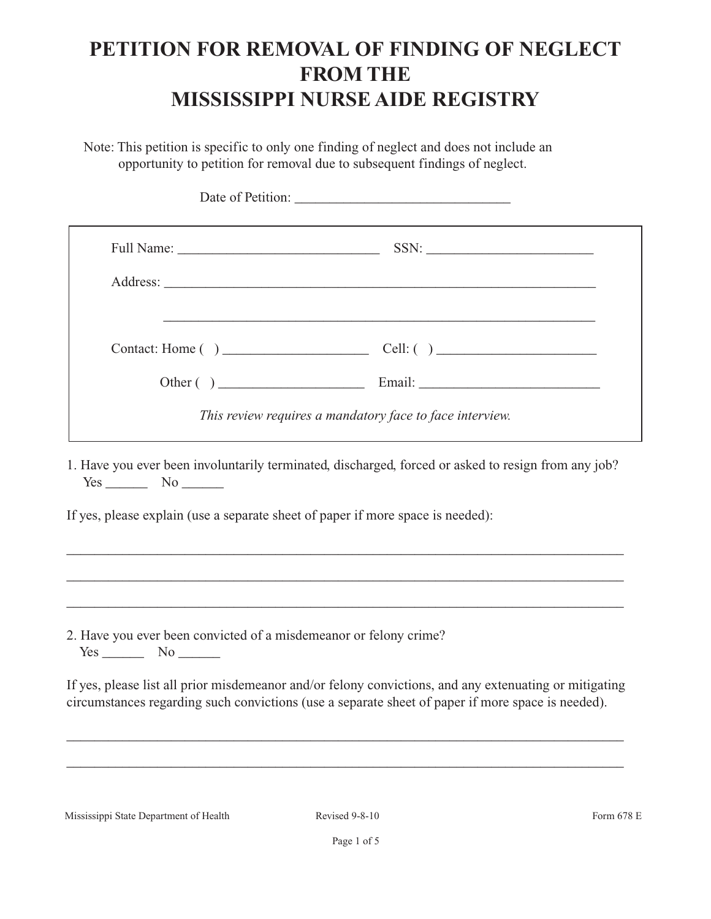# PETITION FOR REMOVAL OF FINDING OF NEGLECT FROM THE MISSISSIPPI NURSE AIDE REGISTRY

Note: This petition is specific to only one finding of neglect and does not include an opportunity to petition for removal due to subsequent findings of neglect.

Date of Petition: ______________________________

Full Name: ____________________________ SSN: _______________________

Address: ____________________________________________________________

____________________________________________________________

Contact: Home ( ) ____________________ Cell: ( ) ______________________

Other ( ) ____________________ Email: ________________________

*This review requires a mandatory face to face interview.*

1. Have you ever been involuntarily terminated, discharged, forced or asked to resign from any job?
   Yes ______ No ______

If yes, please explain (use a separate sheet of paper if more space is needed):

_______________________________________________________________________________

_______________________________________________________________________________

_______________________________________________________________________________

2. Have you ever been convicted of a misdemeanor or felony crime?
   Yes ______ No ______

If yes, please list all prior misdemeanor and/or felony convictions, and any extenuating or mitigating circumstances regarding such convictions (use a separate sheet of paper if more space is needed).

_______________________________________________________________________________

_______________________________________________________________________________

Mississippi State Department of Health Revised 9-8-10 Form 678 E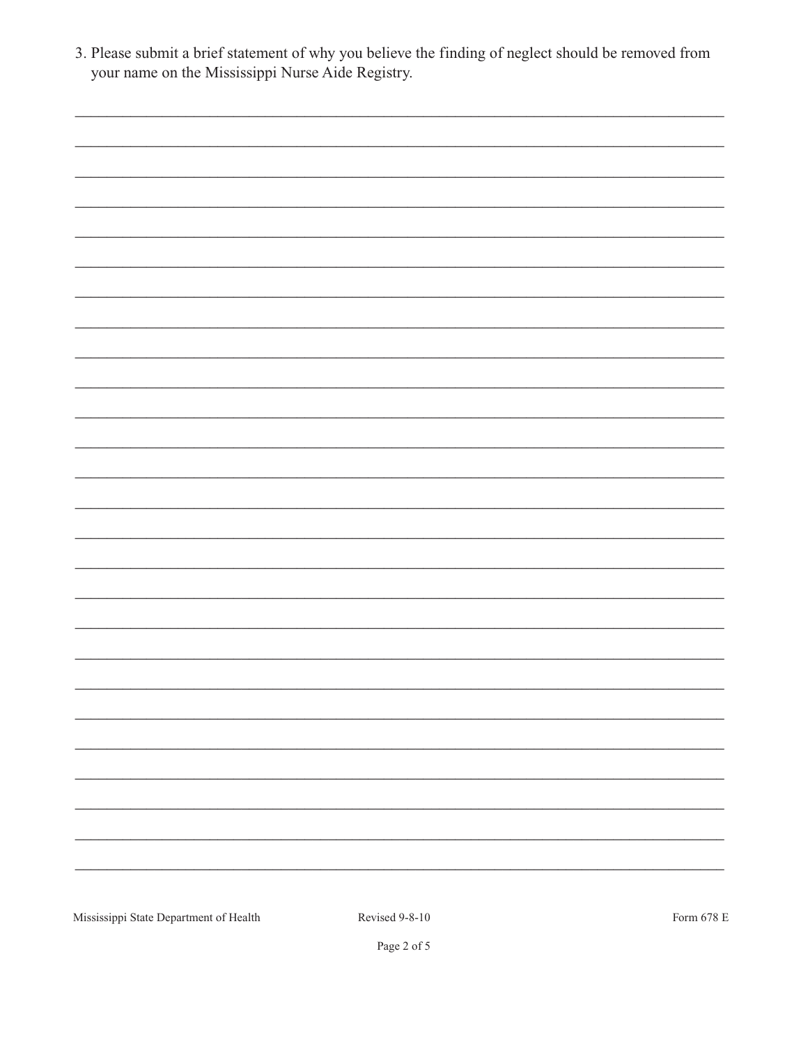3. Please submit a brief statement of why you believe the finding of neglect should be removed from your name on the Mississippi Nurse Aide Registry.

\_\_\_\_\_\_\_\_\_\_\_\_\_\_\_\_\_\_\_\_\_\_\_\_\_\_\_\_\_\_\_\_\_\_\_\_\_\_\_\_\_\_\_\_\_\_\_\_\_\_\_\_\_\_\_\_\_\_\_\_\_\_\_\_\_\_\_\_\_\_\_\_\_\_\_\_\_\_

\_\_\_\_\_\_\_\_\_\_\_\_\_\_\_\_\_\_\_\_\_\_\_\_\_\_\_\_\_\_\_\_\_\_\_\_\_\_\_\_\_\_\_\_\_\_\_\_\_\_\_\_\_\_\_\_\_\_\_\_\_\_\_\_\_\_\_\_\_\_\_\_\_\_\_\_\_\_

\_\_\_\_\_\_\_\_\_\_\_\_\_\_\_\_\_\_\_\_\_\_\_\_\_\_\_\_\_\_\_\_\_\_\_\_\_\_\_\_\_\_\_\_\_\_\_\_\_\_\_\_\_\_\_\_\_\_\_\_\_\_\_\_\_\_\_\_\_\_\_\_\_\_\_\_\_\_

\_\_\_\_\_\_\_\_\_\_\_\_\_\_\_\_\_\_\_\_\_\_\_\_\_\_\_\_\_\_\_\_\_\_\_\_\_\_\_\_\_\_\_\_\_\_\_\_\_\_\_\_\_\_\_\_\_\_\_\_\_\_\_\_\_\_\_\_\_\_\_\_\_\_\_\_\_\_

\_\_\_\_\_\_\_\_\_\_\_\_\_\_\_\_\_\_\_\_\_\_\_\_\_\_\_\_\_\_\_\_\_\_\_\_\_\_\_\_\_\_\_\_\_\_\_\_\_\_\_\_\_\_\_\_\_\_\_\_\_\_\_\_\_\_\_\_\_\_\_\_\_\_\_\_\_\_

Mississippi State Department of Health Revised 9-8-10 Form 678 E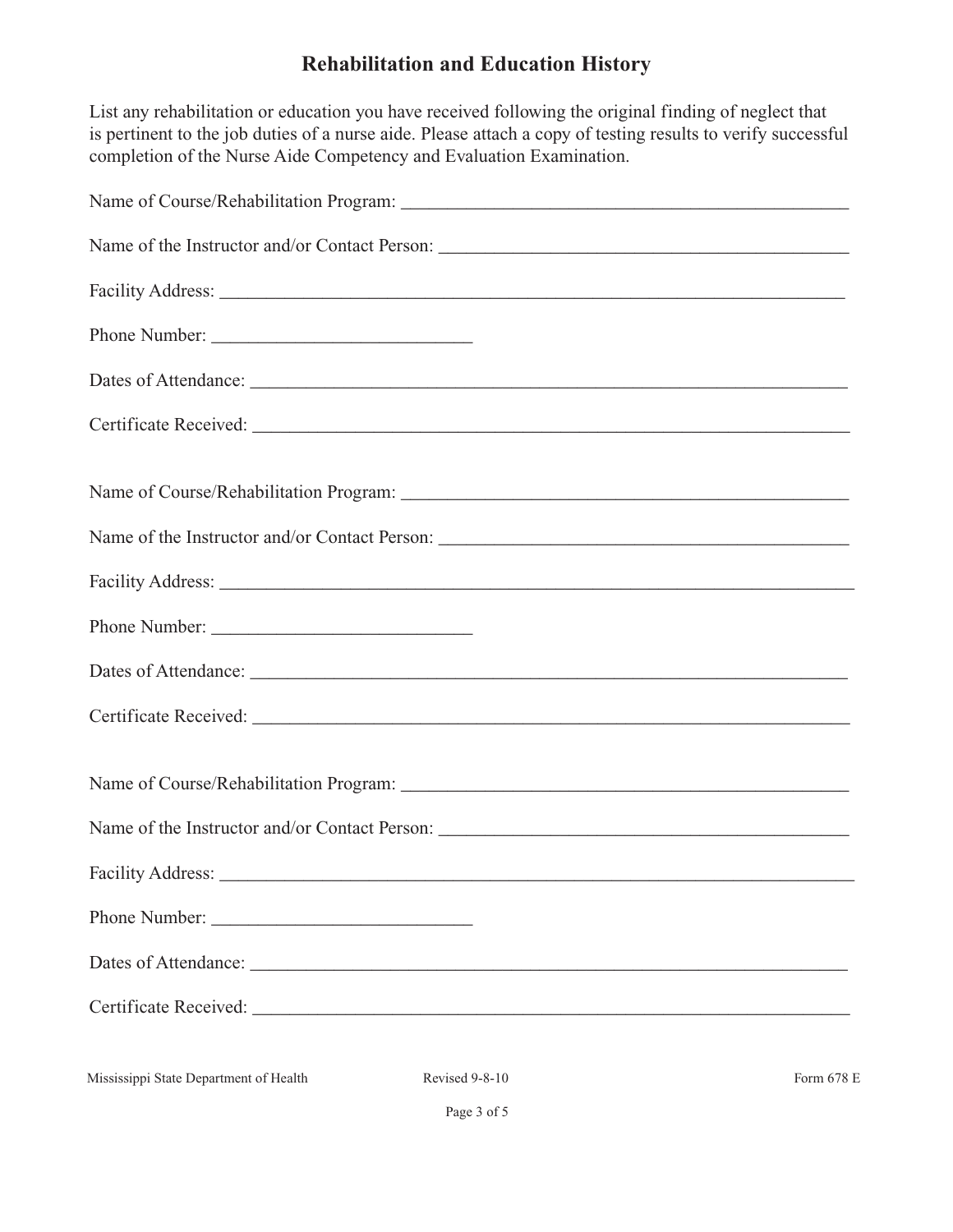## Rehabilitation and Education History

List any rehabilitation or education you have received following the original finding of neglect that is pertinent to the job duties of a nurse aide. Please attach a copy of testing results to verify successful completion of the Nurse Aide Competency and Evaluation Examination.

Name of Course/Rehabilitation Program: ___________________________________________

Name of the Instructor and/or Contact Person: ______________________________________

Facility Address: _____________________________________________________________

Phone Number: __________________________

Dates of Attendance: __________________________________________________________

Certificate Received: __________________________________________________________

Name of Course/Rehabilitation Program: ___________________________________________

Name of the Instructor and/or Contact Person: ______________________________________

Facility Address: _____________________________________________________________

Phone Number: __________________________

Dates of Attendance: __________________________________________________________

Certificate Received: __________________________________________________________

Name of Course/Rehabilitation Program: ___________________________________________

Name of the Instructor and/or Contact Person: ______________________________________

Facility Address: _____________________________________________________________

Phone Number: __________________________

Dates of Attendance: __________________________________________________________

Certificate Received: __________________________________________________________

Mississippi State Department of Health Revised 9-8-10 Form 678 E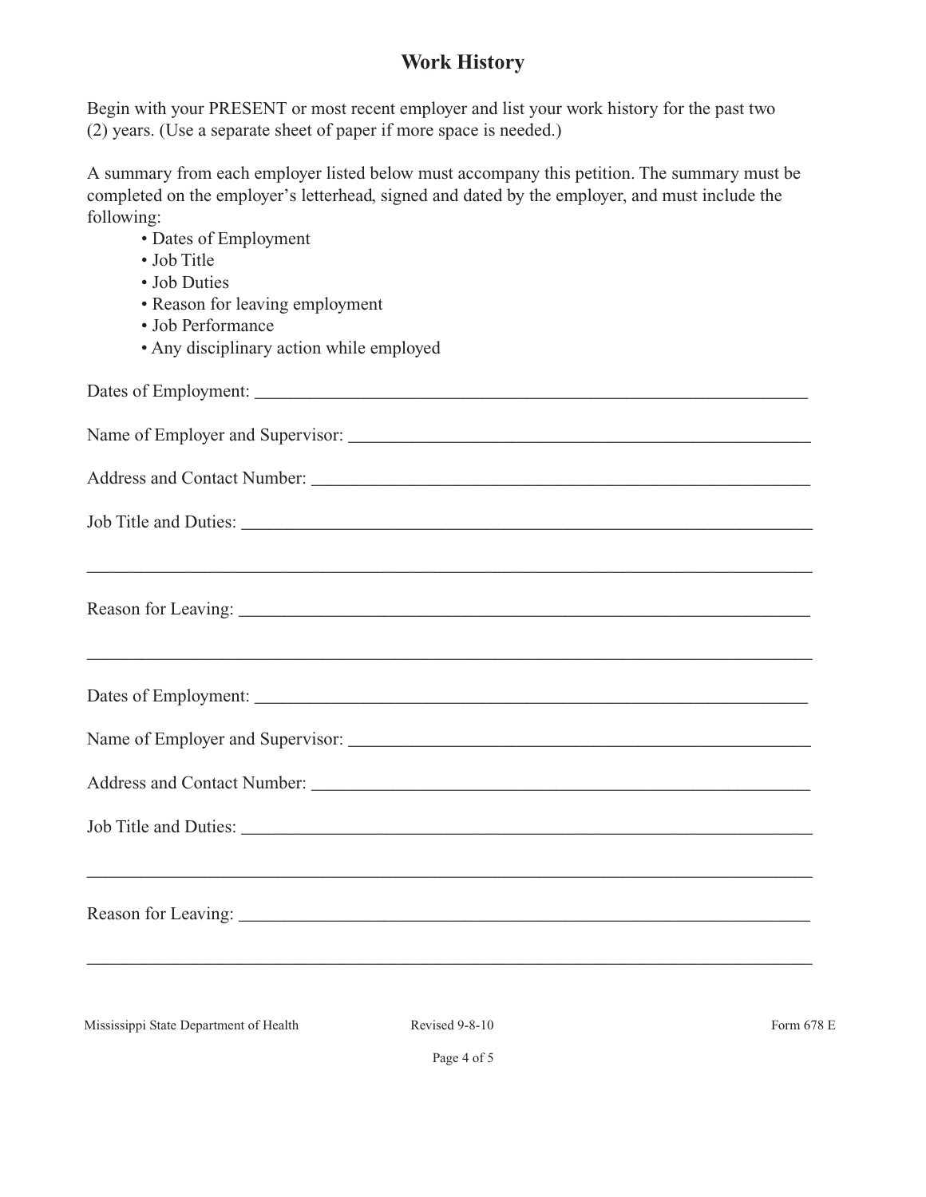# Work History

Begin with your PRESENT or most recent employer and list your work history for the past two (2) years. (Use a separate sheet of paper if more space is needed.)

A summary from each employer listed below must accompany this petition. The summary must be completed on the employer's letterhead, signed and dated by the employer, and must include the following:

- Dates of Employment
- Job Title
- Job Duties
- Reason for leaving employment
- Job Performance
- Any disciplinary action while employed

Dates of Employment: ___________________________________________________________

Name of Employer and Supervisor: _______________________________________________

Address and Contact Number: ___________________________________________________

Job Title and Duties: _________________________________________________________

_______________________________________________________________________________

Reason for Leaving: __________________________________________________________

_______________________________________________________________________________

Dates of Employment: ___________________________________________________________

Name of Employer and Supervisor: _______________________________________________

Address and Contact Number: ___________________________________________________

Job Title and Duties: _________________________________________________________

_______________________________________________________________________________

Reason for Leaving: __________________________________________________________

_______________________________________________________________________________

Mississippi State Department of Health Revised 9-8-10 Form 678 E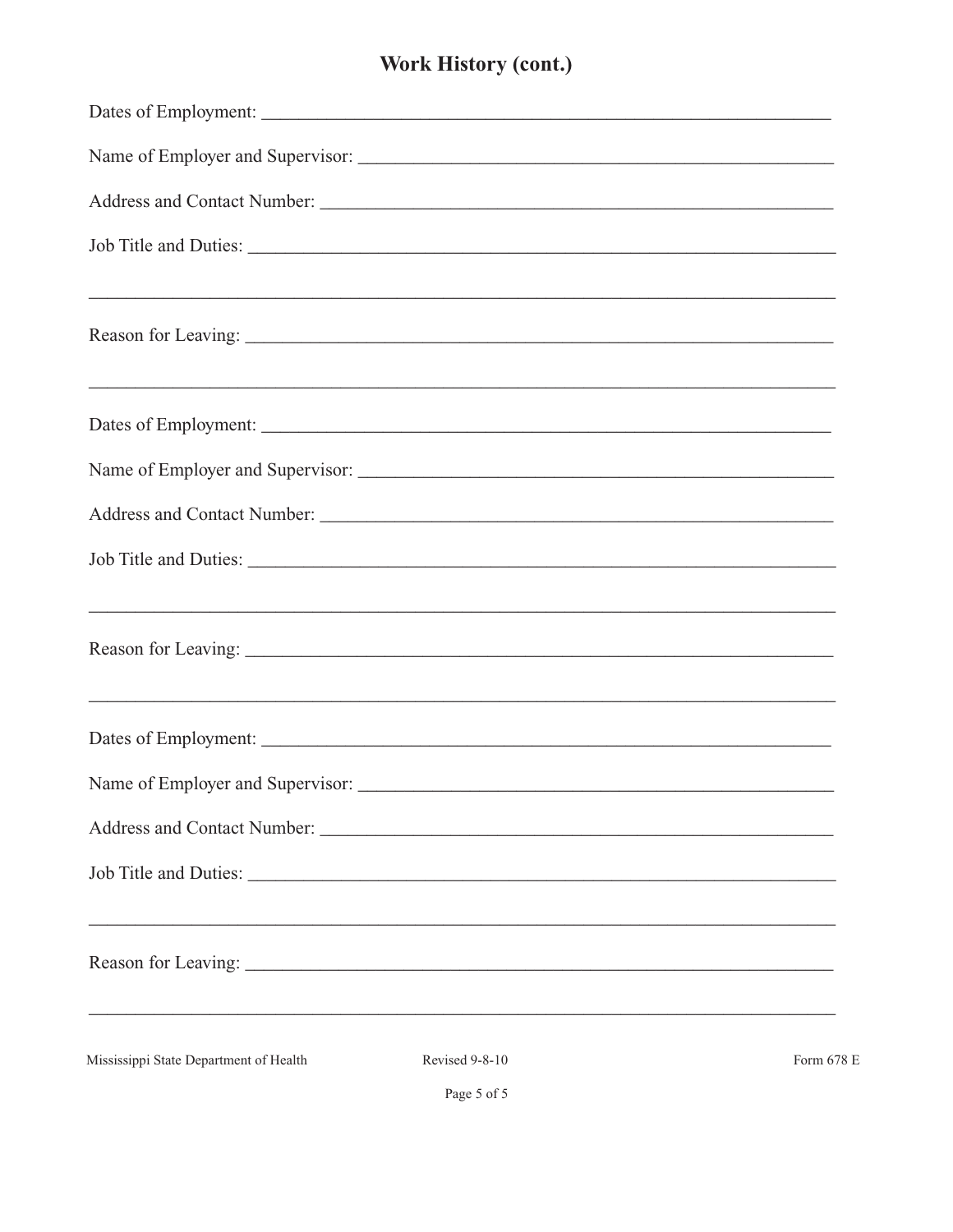# Work History (cont.)

Dates of Employment: ___________________________________________________________

Name of Employer and Supervisor: ________________________________________________

Address and Contact Number: ____________________________________________________

Job Title and Duties: ___________________________________________________________

_______________________________________________________________________________

Reason for Leaving: ____________________________________________________________

_______________________________________________________________________________

Dates of Employment: ___________________________________________________________

Name of Employer and Supervisor: ________________________________________________

Address and Contact Number: ____________________________________________________

Job Title and Duties: ___________________________________________________________

_______________________________________________________________________________

Reason for Leaving: ____________________________________________________________

_______________________________________________________________________________

Dates of Employment: ___________________________________________________________

Name of Employer and Supervisor: ________________________________________________

Address and Contact Number: ____________________________________________________

Job Title and Duties: ___________________________________________________________

_______________________________________________________________________________

Reason for Leaving: ____________________________________________________________

_______________________________________________________________________________

Mississippi State Department of Health Revised 9-8-10 Form 678 E